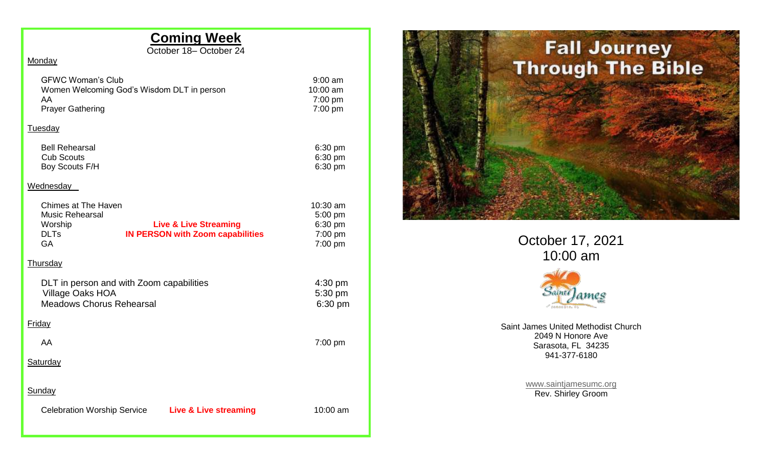## Coming Week

October 18– October 24

**Monday**

| | | |
|---|---|---|
| GFWC Woman's Club | | 9:00 am |
| Women Welcoming God's Wisdom DLT in person | | 10:00 am |
| AA | | 7:00 pm |
| Prayer Gathering | | 7:00 pm |

**Tuesday**

| | | |
|---|---|---|
| Bell Rehearsal | | 6:30 pm |
| Cub Scouts | | 6:30 pm |
| Boy Scouts F/H | | 6:30 pm |

**Wednesday**

| | | |
|---|---|---|
| Chimes at The Haven | | 10:30 am |
| Music Rehearsal | | 5:00 pm |
| Worship | **Live & Live Streaming** | 6:30 pm |
| DLTs | **IN PERSON with Zoom capabilities** | 7:00 pm |
| GA | | 7:00 pm |

**Thursday**

| | | |
|---|---|---|
| DLT in person and with Zoom capabilities | | 4:30 pm |
| Village Oaks HOA | | 5:30 pm |
| Meadows Chorus Rehearsal | | 6:30 pm |

**Friday**

| | | |
|---|---|---|
| AA | | 7:00 pm |

**Saturday**

**Sunday**

| | | |
|---|---|---|
| Celebration Worship Service | **Live & Live streaming** | 10:00 am |

# Fall Journey Through The Bible

October 17, 2021
10:00 am

Saint James United Methodist Church
2049 N Honore Ave
Sarasota, FL 34235
941-377-6180

www.saintjamesumc.org
Rev. Shirley Groom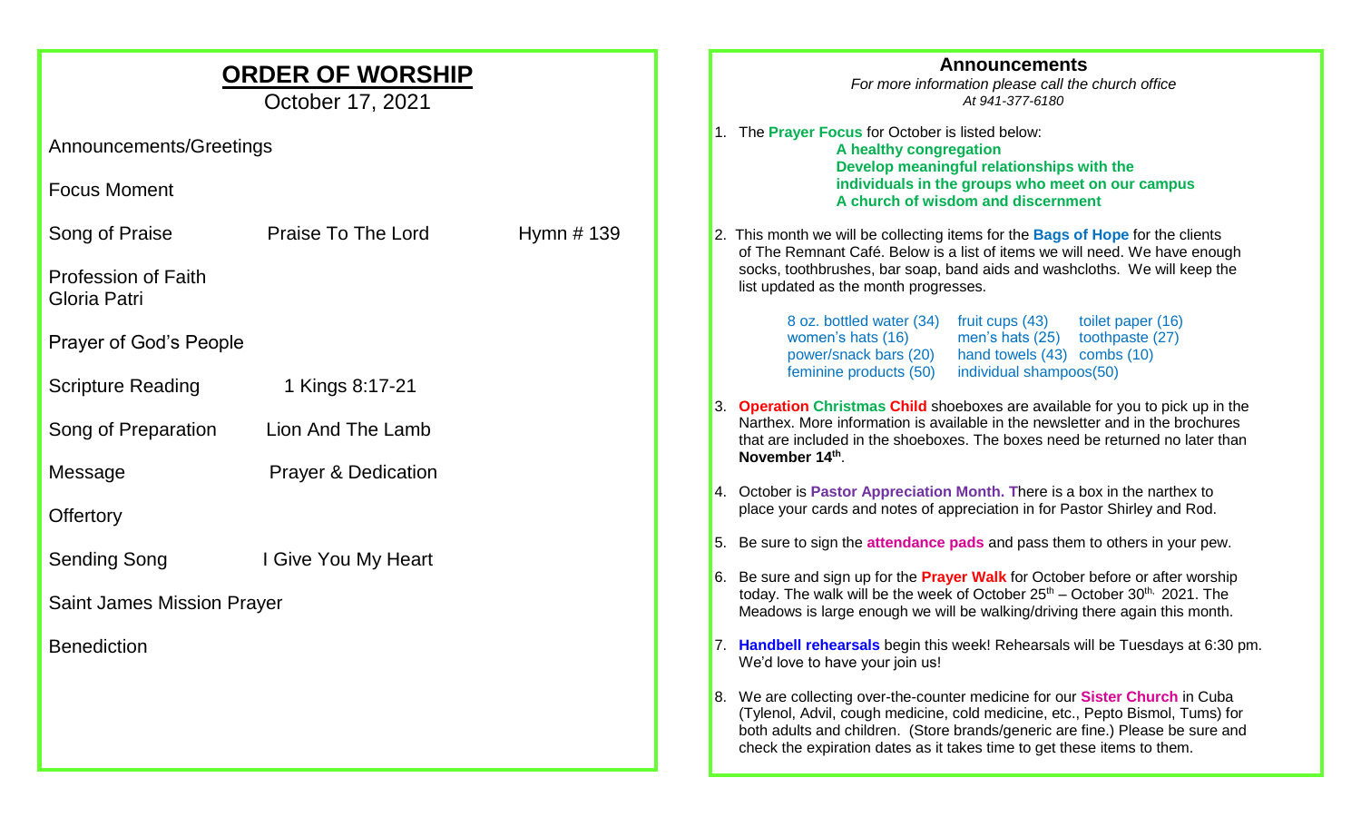# ORDER OF WORSHIP

October 17, 2021

| | | |
|---|---|---|
| Announcements/Greetings | | |
| Focus Moment | | |
| Song of Praise | Praise To The Lord | Hymn # 139 |
| Profession of Faith | | |
| Gloria Patri | | |
| Prayer of God's People | | |
| Scripture Reading | 1 Kings 8:17-21 | |
| Song of Preparation | Lion And The Lamb | |
| Message | Prayer & Dedication | |
| Offertory | | |
| Sending Song | I Give You My Heart | |
| Saint James Mission Prayer | | |
| Benediction | | |

## Announcements

*For more information please call the church office*
*At 941-377-6180*

1. The **Prayer Focus** for October is listed below:
   **A healthy congregation**
   **Develop meaningful relationships with the individuals in the groups who meet on our campus**
   **A church of wisdom and discernment**

2. This month we will be collecting items for the **Bags of Hope** for the clients of The Remnant Café. Below is a list of items we will need. We have enough socks, toothbrushes, bar soap, band aids and washcloths. We will keep the list updated as the month progresses.

   | | | |
   |---|---|---|
   | 8 oz. bottled water (34) | fruit cups (43) | toilet paper (16) |
   | women's hats (16) | men's hats (25) | toothpaste (27) |
   | power/snack bars (20) | hand towels (43) | combs (10) |
   | feminine products (50) | individual shampoos(50) | |

3. **Operation Christmas Child** shoeboxes are available for you to pick up in the Narthex. More information is available in the newsletter and in the brochures that are included in the shoeboxes. The boxes need be returned no later than **November 14th**.

4. October is **Pastor Appreciation Month.** There is a box in the narthex to place your cards and notes of appreciation in for Pastor Shirley and Rod.

5. Be sure to sign the **attendance pads** and pass them to others in your pew.

6. Be sure and sign up for the **Prayer Walk** for October before or after worship today. The walk will be the week of October 25th – October 30th, 2021. The Meadows is large enough we will be walking/driving there again this month.

7. **Handbell rehearsals** begin this week! Rehearsals will be Tuesdays at 6:30 pm. We'd love to have your join us!

8. We are collecting over-the-counter medicine for our **Sister Church** in Cuba (Tylenol, Advil, cough medicine, cold medicine, etc., Pepto Bismol, Tums) for both adults and children. (Store brands/generic are fine.) Please be sure and check the expiration dates as it takes time to get these items to them.